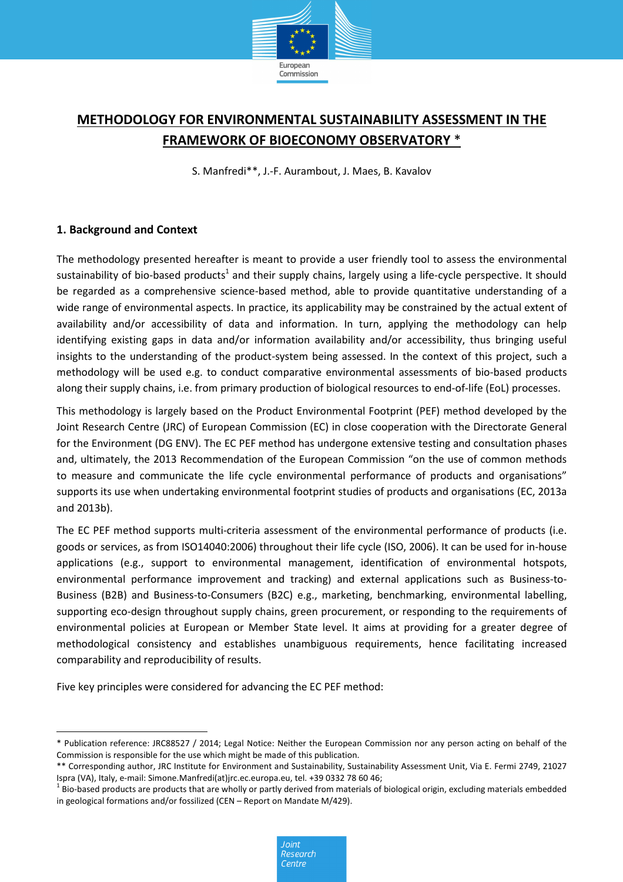# METHODOLOGY FOR ENVIRONMENTAL SUSTAINABILITY ASSESSMENT IN THE FRAMEWORK OF BIOECONOMY OBSERVATORY *

S. Manfredi**, J.-F. Aurambout, J. Maes, B. Kavalov

## 1. Background and Context

The methodology presented hereafter is meant to provide a user friendly tool to assess the environmental sustainability of bio-based products[1] and their supply chains, largely using a life-cycle perspective. It should be regarded as a comprehensive science-based method, able to provide quantitative understanding of a wide range of environmental aspects. In practice, its applicability may be constrained by the actual extent of availability and/or accessibility of data and information. In turn, applying the methodology can help identifying existing gaps in data and/or information availability and/or accessibility, thus bringing useful insights to the understanding of the product-system being assessed. In the context of this project, such a methodology will be used e.g. to conduct comparative environmental assessments of bio-based products along their supply chains, i.e. from primary production of biological resources to end-of-life (EoL) processes.

This methodology is largely based on the Product Environmental Footprint (PEF) method developed by the Joint Research Centre (JRC) of European Commission (EC) in close cooperation with the Directorate General for the Environment (DG ENV). The EC PEF method has undergone extensive testing and consultation phases and, ultimately, the 2013 Recommendation of the European Commission "on the use of common methods to measure and communicate the life cycle environmental performance of products and organisations" supports its use when undertaking environmental footprint studies of products and organisations (EC, 2013a and 2013b).

The EC PEF method supports multi-criteria assessment of the environmental performance of products (i.e. goods or services, as from ISO14040:2006) throughout their life cycle (ISO, 2006). It can be used for in-house applications (e.g., support to environmental management, identification of environmental hotspots, environmental performance improvement and tracking) and external applications such as Business-to-Business (B2B) and Business-to-Consumers (B2C) e.g., marketing, benchmarking, environmental labelling, supporting eco-design throughout supply chains, green procurement, or responding to the requirements of environmental policies at European or Member State level. It aims at providing for a greater degree of methodological consistency and establishes unambiguous requirements, hence facilitating increased comparability and reproducibility of results.

Five key principles were considered for advancing the EC PEF method:

---

\* Publication reference: JRC88527 / 2014; Legal Notice: Neither the European Commission nor any person acting on behalf of the Commission is responsible for the use which might be made of this publication.

\*\* Corresponding author, JRC Institute for Environment and Sustainability, Sustainability Assessment Unit, Via E. Fermi 2749, 21027 Ispra (VA), Italy, e-mail: Simone.Manfredi(at)jrc.ec.europa.eu, tel. +39 0332 78 60 46;

[1] Bio-based products are products that are wholly or partly derived from materials of biological origin, excluding materials embedded in geological formations and/or fossilized (CEN – Report on Mandate M/429).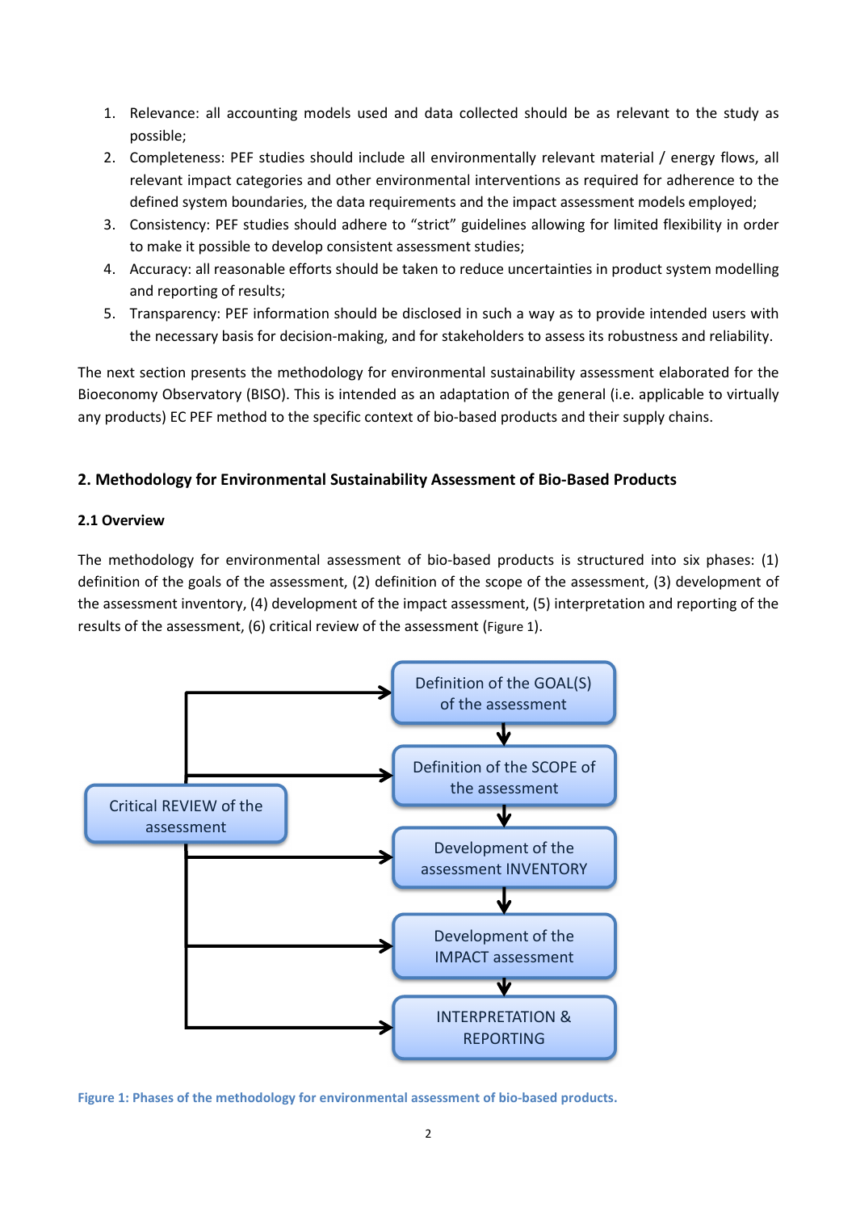1. Relevance: all accounting models used and data collected should be as relevant to the study as possible;
2. Completeness: PEF studies should include all environmentally relevant material / energy flows, all relevant impact categories and other environmental interventions as required for adherence to the defined system boundaries, the data requirements and the impact assessment models employed;
3. Consistency: PEF studies should adhere to "strict" guidelines allowing for limited flexibility in order to make it possible to develop consistent assessment studies;
4. Accuracy: all reasonable efforts should be taken to reduce uncertainties in product system modelling and reporting of results;
5. Transparency: PEF information should be disclosed in such a way as to provide intended users with the necessary basis for decision-making, and for stakeholders to assess its robustness and reliability.

The next section presents the methodology for environmental sustainability assessment elaborated for the Bioeconomy Observatory (BISO). This is intended as an adaptation of the general (i.e. applicable to virtually any products) EC PEF method to the specific context of bio-based products and their supply chains.

## 2. Methodology for Environmental Sustainability Assessment of Bio-Based Products

### 2.1 Overview

The methodology for environmental assessment of bio-based products is structured into six phases: (1) definition of the goals of the assessment, (2) definition of the scope of the assessment, (3) development of the assessment inventory, (4) development of the impact assessment, (5) interpretation and reporting of the results of the assessment, (6) critical review of the assessment (Figure 1).

Definition of the GOAL(S) of the assessment → Definition of the SCOPE of the assessment → Development of the assessment INVENTORY → Development of the IMPACT assessment → INTERPRETATION & REPORTING

Critical REVIEW of the assessment (linked to each phase)

Figure 1: Phases of the methodology for environmental assessment of bio-based products.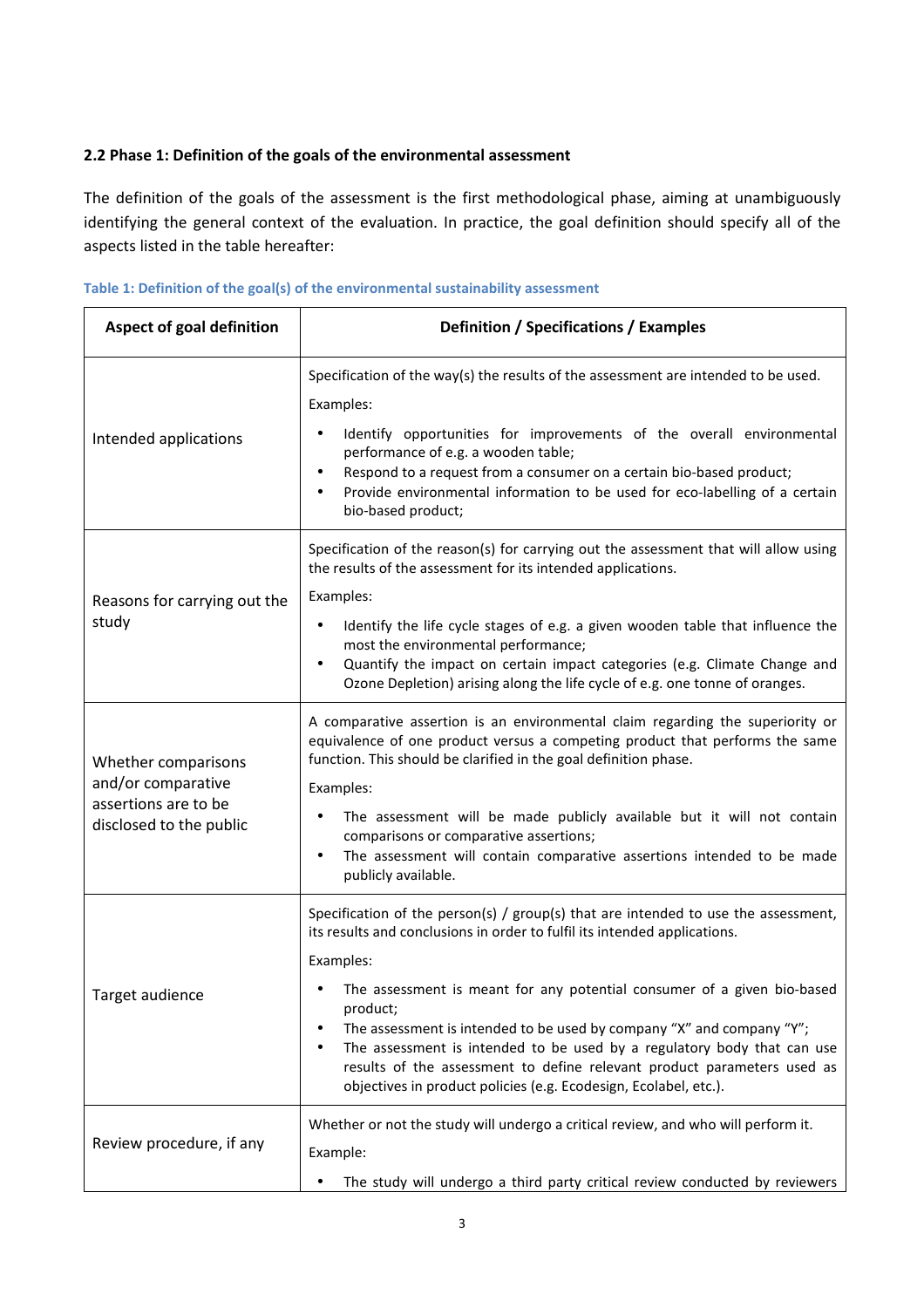### 2.2 Phase 1: Definition of the goals of the environmental assessment

The definition of the goals of the assessment is the first methodological phase, aiming at unambiguously identifying the general context of the evaluation. In practice, the goal definition should specify all of the aspects listed in the table hereafter:

**Table 1: Definition of the goal(s) of the environmental sustainability assessment**

| Aspect of goal definition | Definition / Specifications / Examples |
|---|---|
| Intended applications | Specification of the way(s) the results of the assessment are intended to be used.<br>Examples:<br>• Identify opportunities for improvements of the overall environmental performance of e.g. a wooden table;<br>• Respond to a request from a consumer on a certain bio-based product;<br>• Provide environmental information to be used for eco-labelling of a certain bio-based product; |
| Reasons for carrying out the study | Specification of the reason(s) for carrying out the assessment that will allow using the results of the assessment for its intended applications.<br>Examples:<br>• Identify the life cycle stages of e.g. a given wooden table that influence the most the environmental performance;<br>• Quantify the impact on certain impact categories (e.g. Climate Change and Ozone Depletion) arising along the life cycle of e.g. one tonne of oranges. |
| Whether comparisons and/or comparative assertions are to be disclosed to the public | A comparative assertion is an environmental claim regarding the superiority or equivalence of one product versus a competing product that performs the same function. This should be clarified in the goal definition phase.<br>Examples:<br>• The assessment will be made publicly available but it will not contain comparisons or comparative assertions;<br>• The assessment will contain comparative assertions intended to be made publicly available. |
| Target audience | Specification of the person(s) / group(s) that are intended to use the assessment, its results and conclusions in order to fulfil its intended applications.<br>Examples:<br>• The assessment is meant for any potential consumer of a given bio-based product;<br>• The assessment is intended to be used by company "X" and company "Y";<br>• The assessment is intended to be used by a regulatory body that can use results of the assessment to define relevant product parameters used as objectives in product policies (e.g. Ecodesign, Ecolabel, etc.). |
| Review procedure, if any | Whether or not the study will undergo a critical review, and who will perform it.<br>Example:<br>• The study will undergo a third party critical review conducted by reviewers |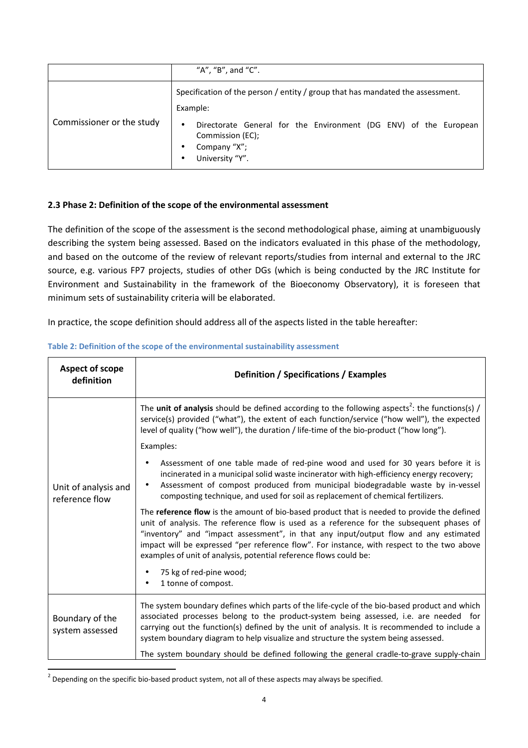| | "A", "B", and "C". |
|---|---|
| Commissioner or the study | Specification of the person / entity / group that has mandated the assessment.<br><br>Example:<br><br>• Directorate General for the Environment (DG ENV) of the European Commission (EC);<br>• Company "X";<br>• University "Y". |

### 2.3 Phase 2: Definition of the scope of the environmental assessment

The definition of the scope of the assessment is the second methodological phase, aiming at unambiguously describing the system being assessed. Based on the indicators evaluated in this phase of the methodology, and based on the outcome of the review of relevant reports/studies from internal and external to the JRC source, e.g. various FP7 projects, studies of other DGs (which is being conducted by the JRC Institute for Environment and Sustainability in the framework of the Bioeconomy Observatory), it is foreseen that minimum sets of sustainability criteria will be elaborated.

In practice, the scope definition should address all of the aspects listed in the table hereafter:

**Table 2: Definition of the scope of the environmental sustainability assessment**

| Aspect of scope definition | Definition / Specifications / Examples |
|---|---|
| Unit of analysis and reference flow | The **unit of analysis** should be defined according to the following aspects[2]: the functions(s) / service(s) provided ("what"), the extent of each function/service ("how well"), the expected level of quality ("how well"), the duration / life-time of the bio-product ("how long").<br><br>Examples:<br><br>• Assessment of one table made of red-pine wood and used for 30 years before it is incinerated in a municipal solid waste incinerator with high-efficiency energy recovery;<br>• Assessment of compost produced from municipal biodegradable waste by in-vessel composting technique, and used for soil as replacement of chemical fertilizers.<br><br>The **reference flow** is the amount of bio-based product that is needed to provide the defined unit of analysis. The reference flow is used as a reference for the subsequent phases of "inventory" and "impact assessment", in that any input/output flow and any estimated impact will be expressed "per reference flow". For instance, with respect to the two above examples of unit of analysis, potential reference flows could be:<br><br>• 75 kg of red-pine wood;<br>• 1 tonne of compost. |
| Boundary of the system assessed | The system boundary defines which parts of the life-cycle of the bio-based product and which associated processes belong to the product-system being assessed, i.e. are needed for carrying out the function(s) defined by the unit of analysis. It is recommended to include a system boundary diagram to help visualize and structure the system being assessed.<br><br>The system boundary should be defined following the general cradle-to-grave supply-chain |

[2] Depending on the specific bio-based product system, not all of these aspects may always be specified.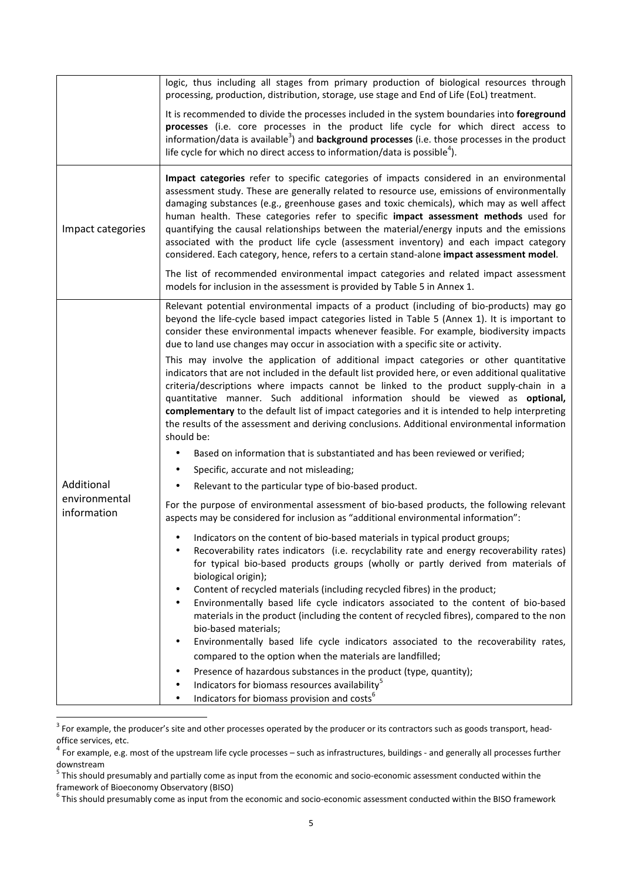| | |
|---|---|
| | logic, thus including all stages from primary production of biological resources through processing, production, distribution, storage, use stage and End of Life (EoL) treatment.<br><br>It is recommended to divide the processes included in the system boundaries into **foreground processes** (i.e. core processes in the product life cycle for which direct access to information/data is available[3]) and **background processes** (i.e. those processes in the product life cycle for which no direct access to information/data is possible[4]). |
| Impact categories | **Impact categories** refer to specific categories of impacts considered in an environmental assessment study. These are generally related to resource use, emissions of environmentally damaging substances (e.g., greenhouse gases and toxic chemicals), which may as well affect human health. These categories refer to specific **impact assessment methods** used for quantifying the causal relationships between the material/energy inputs and the emissions associated with the product life cycle (assessment inventory) and each impact category considered. Each category, hence, refers to a certain stand-alone **impact assessment model**.<br><br>The list of recommended environmental impact categories and related impact assessment models for inclusion in the assessment is provided by Table 5 in Annex 1. |
| Additional environmental information | Relevant potential environmental impacts of a product (including of bio-products) may go beyond the life-cycle based impact categories listed in Table 5 (Annex 1). It is important to consider these environmental impacts whenever feasible. For example, biodiversity impacts due to land use changes may occur in association with a specific site or activity.<br><br>This may involve the application of additional impact categories or other quantitative indicators that are not included in the default list provided here, or even additional qualitative criteria/descriptions where impacts cannot be linked to the product supply-chain in a quantitative manner. Such additional information should be viewed as **optional, complementary** to the default list of impact categories and it is intended to help interpreting the results of the assessment and deriving conclusions. Additional environmental information should be:<br><br>• Based on information that is substantiated and has been reviewed or verified;<br>• Specific, accurate and not misleading;<br>• Relevant to the particular type of bio-based product.<br><br>For the purpose of environmental assessment of bio-based products, the following relevant aspects may be considered for inclusion as "additional environmental information":<br><br>• Indicators on the content of bio-based materials in typical product groups;<br>• Recoverability rates indicators (i.e. recyclability rate and energy recoverability rates) for typical bio-based products groups (wholly or partly derived from materials of biological origin);<br>• Content of recycled materials (including recycled fibres) in the product;<br>• Environmentally based life cycle indicators associated to the content of bio-based materials in the product (including the content of recycled fibres), compared to the non bio-based materials;<br>• Environmentally based life cycle indicators associated to the recoverability rates, compared to the option when the materials are landfilled;<br>• Presence of hazardous substances in the product (type, quantity);<br>• Indicators for biomass resources availability[5]<br>• Indicators for biomass provision and costs[6] |

[3] For example, the producer's site and other processes operated by the producer or its contractors such as goods transport, head-office services, etc.

[4] For example, e.g. most of the upstream life cycle processes – such as infrastructures, buildings - and generally all processes further downstream

[5] This should presumably and partially come as input from the economic and socio-economic assessment conducted within the framework of Bioeconomy Observatory (BISO)

[6] This should presumably come as input from the economic and socio-economic assessment conducted within the BISO framework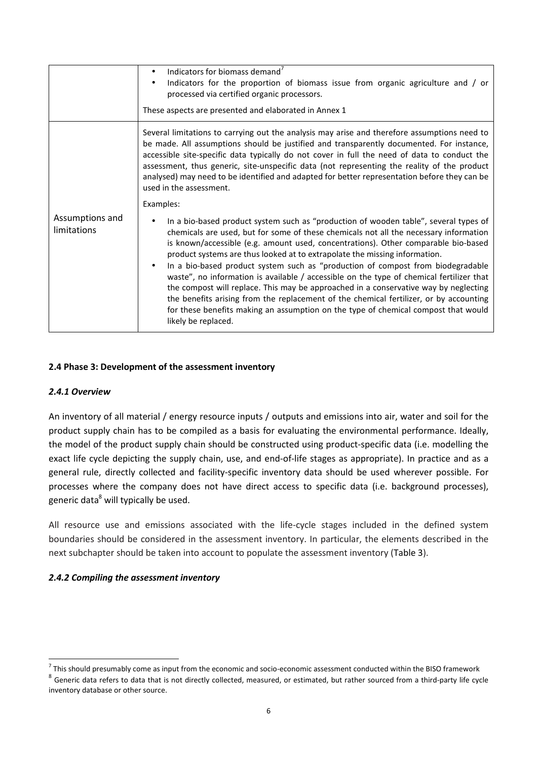| | |
|---|---|
| | • Indicators for biomass demand[7]<br>• Indicators for the proportion of biomass issue from organic agriculture and / or processed via certified organic processors.<br><br>These aspects are presented and elaborated in Annex 1 |
| Assumptions and limitations | Several limitations to carrying out the analysis may arise and therefore assumptions need to be made. All assumptions should be justified and transparently documented. For instance, accessible site-specific data typically do not cover in full the need of data to conduct the assessment, thus generic, site-unspecific data (not representing the reality of the product analysed) may need to be identified and adapted for better representation before they can be used in the assessment.<br><br>Examples:<br><br>• In a bio-based product system such as "production of wooden table", several types of chemicals are used, but for some of these chemicals not all the necessary information is known/accessible (e.g. amount used, concentrations). Other comparable bio-based product systems are thus looked at to extrapolate the missing information.<br>• In a bio-based product system such as "production of compost from biodegradable waste", no information is available / accessible on the type of chemical fertilizer that the compost will replace. This may be approached in a conservative way by neglecting the benefits arising from the replacement of the chemical fertilizer, or by accounting for these benefits making an assumption on the type of chemical compost that would likely be replaced. |

### 2.4 Phase 3: Development of the assessment inventory

#### *2.4.1 Overview*

An inventory of all material / energy resource inputs / outputs and emissions into air, water and soil for the product supply chain has to be compiled as a basis for evaluating the environmental performance. Ideally, the model of the product supply chain should be constructed using product-specific data (i.e. modelling the exact life cycle depicting the supply chain, use, and end-of-life stages as appropriate). In practice and as a general rule, directly collected and facility-specific inventory data should be used wherever possible. For processes where the company does not have direct access to specific data (i.e. background processes), generic data[8] will typically be used.

All resource use and emissions associated with the life-cycle stages included in the defined system boundaries should be considered in the assessment inventory. In particular, the elements described in the next subchapter should be taken into account to populate the assessment inventory (Table 3).

#### *2.4.2 Compiling the assessment inventory*

[7] This should presumably come as input from the economic and socio-economic assessment conducted within the BISO framework

[8] Generic data refers to data that is not directly collected, measured, or estimated, but rather sourced from a third-party life cycle inventory database or other source.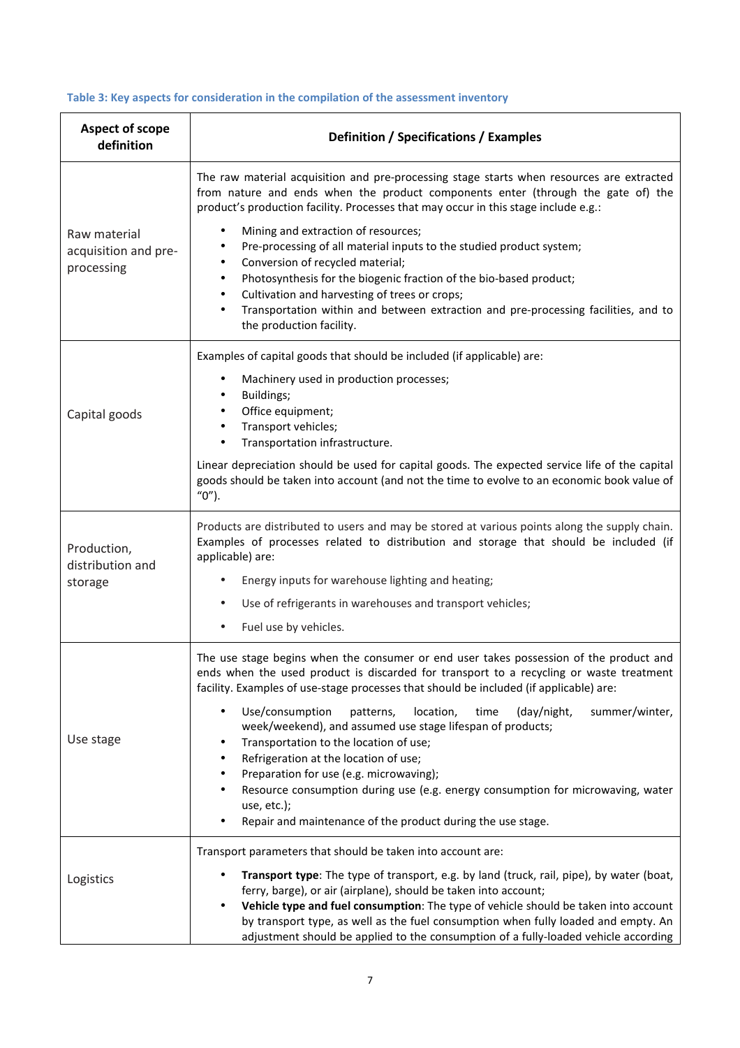**Table 3: Key aspects for consideration in the compilation of the assessment inventory**

| Aspect of scope definition | Definition / Specifications / Examples |
|---|---|
| Raw material acquisition and pre-processing | The raw material acquisition and pre-processing stage starts when resources are extracted from nature and ends when the product components enter (through the gate of) the product's production facility. Processes that may occur in this stage include e.g.:<br>• Mining and extraction of resources;<br>• Pre-processing of all material inputs to the studied product system;<br>• Conversion of recycled material;<br>• Photosynthesis for the biogenic fraction of the bio-based product;<br>• Cultivation and harvesting of trees or crops;<br>• Transportation within and between extraction and pre-processing facilities, and to the production facility. |
| Capital goods | Examples of capital goods that should be included (if applicable) are:<br>• Machinery used in production processes;<br>• Buildings;<br>• Office equipment;<br>• Transport vehicles;<br>• Transportation infrastructure.<br>Linear depreciation should be used for capital goods. The expected service life of the capital goods should be taken into account (and not the time to evolve to an economic book value of "0"). |
| Production, distribution and storage | Products are distributed to users and may be stored at various points along the supply chain. Examples of processes related to distribution and storage that should be included (if applicable) are:<br>• Energy inputs for warehouse lighting and heating;<br>• Use of refrigerants in warehouses and transport vehicles;<br>• Fuel use by vehicles. |
| Use stage | The use stage begins when the consumer or end user takes possession of the product and ends when the used product is discarded for transport to a recycling or waste treatment facility. Examples of use-stage processes that should be included (if applicable) are:<br>• Use/consumption patterns, location, time (day/night, summer/winter, week/weekend), and assumed use stage lifespan of products;<br>• Transportation to the location of use;<br>• Refrigeration at the location of use;<br>• Preparation for use (e.g. microwaving);<br>• Resource consumption during use (e.g. energy consumption for microwaving, water use, etc.);<br>• Repair and maintenance of the product during the use stage. |
| Logistics | Transport parameters that should be taken into account are:<br>• **Transport type**: The type of transport, e.g. by land (truck, rail, pipe), by water (boat, ferry, barge), or air (airplane), should be taken into account;<br>• **Vehicle type and fuel consumption**: The type of vehicle should be taken into account by transport type, as well as the fuel consumption when fully loaded and empty. An adjustment should be applied to the consumption of a fully-loaded vehicle according |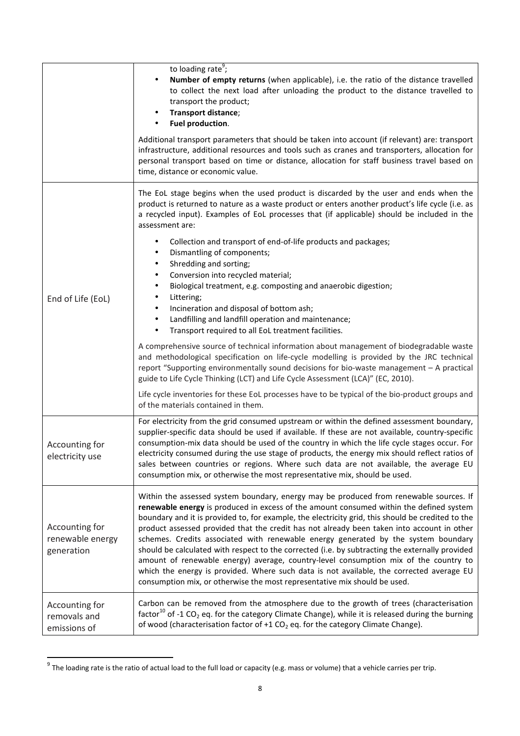| | |
|---|---|
| | to loading rate[9];<br>• **Number of empty returns** (when applicable), i.e. the ratio of the distance travelled to collect the next load after unloading the product to the distance travelled to transport the product;<br>• **Transport distance**;<br>• **Fuel production**.<br><br>Additional transport parameters that should be taken into account (if relevant) are: transport infrastructure, additional resources and tools such as cranes and transporters, allocation for personal transport based on time or distance, allocation for staff business travel based on time, distance or economic value. |
| End of Life (EoL) | The EoL stage begins when the used product is discarded by the user and ends when the product is returned to nature as a waste product or enters another product's life cycle (i.e. as a recycled input). Examples of EoL processes that (if applicable) should be included in the assessment are:<br><br>• Collection and transport of end-of-life products and packages;<br>• Dismantling of components;<br>• Shredding and sorting;<br>• Conversion into recycled material;<br>• Biological treatment, e.g. composting and anaerobic digestion;<br>• Littering;<br>• Incineration and disposal of bottom ash;<br>• Landfilling and landfill operation and maintenance;<br>• Transport required to all EoL treatment facilities.<br><br>A comprehensive source of technical information about management of biodegradable waste and methodological specification on life-cycle modelling is provided by the JRC technical report "Supporting environmentally sound decisions for bio-waste management – A practical guide to Life Cycle Thinking (LCT) and Life Cycle Assessment (LCA)" (EC, 2010).<br><br>Life cycle inventories for these EoL processes have to be typical of the bio-product groups and of the materials contained in them. |
| Accounting for electricity use | For electricity from the grid consumed upstream or within the defined assessment boundary, supplier-specific data should be used if available. If these are not available, country-specific consumption-mix data should be used of the country in which the life cycle stages occur. For electricity consumed during the use stage of products, the energy mix should reflect ratios of sales between countries or regions. Where such data are not available, the average EU consumption mix, or otherwise the most representative mix, should be used. |
| Accounting for renewable energy generation | Within the assessed system boundary, energy may be produced from renewable sources. If **renewable energy** is produced in excess of the amount consumed within the defined system boundary and it is provided to, for example, the electricity grid, this should be credited to the product assessed provided that the credit has not already been taken into account in other schemes. Credits associated with renewable energy generated by the system boundary should be calculated with respect to the corrected (i.e. by subtracting the externally provided amount of renewable energy) average, country-level consumption mix of the country to which the energy is provided. Where such data is not available, the corrected average EU consumption mix, or otherwise the most representative mix should be used. |
| Accounting for removals and emissions of | Carbon can be removed from the atmosphere due to the growth of trees (characterisation factor[10] of -1 $CO_2$ eq. for the category Climate Change), while it is released during the burning of wood (characterisation factor of +1 $CO_2$ eq. for the category Climate Change). |

[9] The loading rate is the ratio of actual load to the full load or capacity (e.g. mass or volume) that a vehicle carries per trip.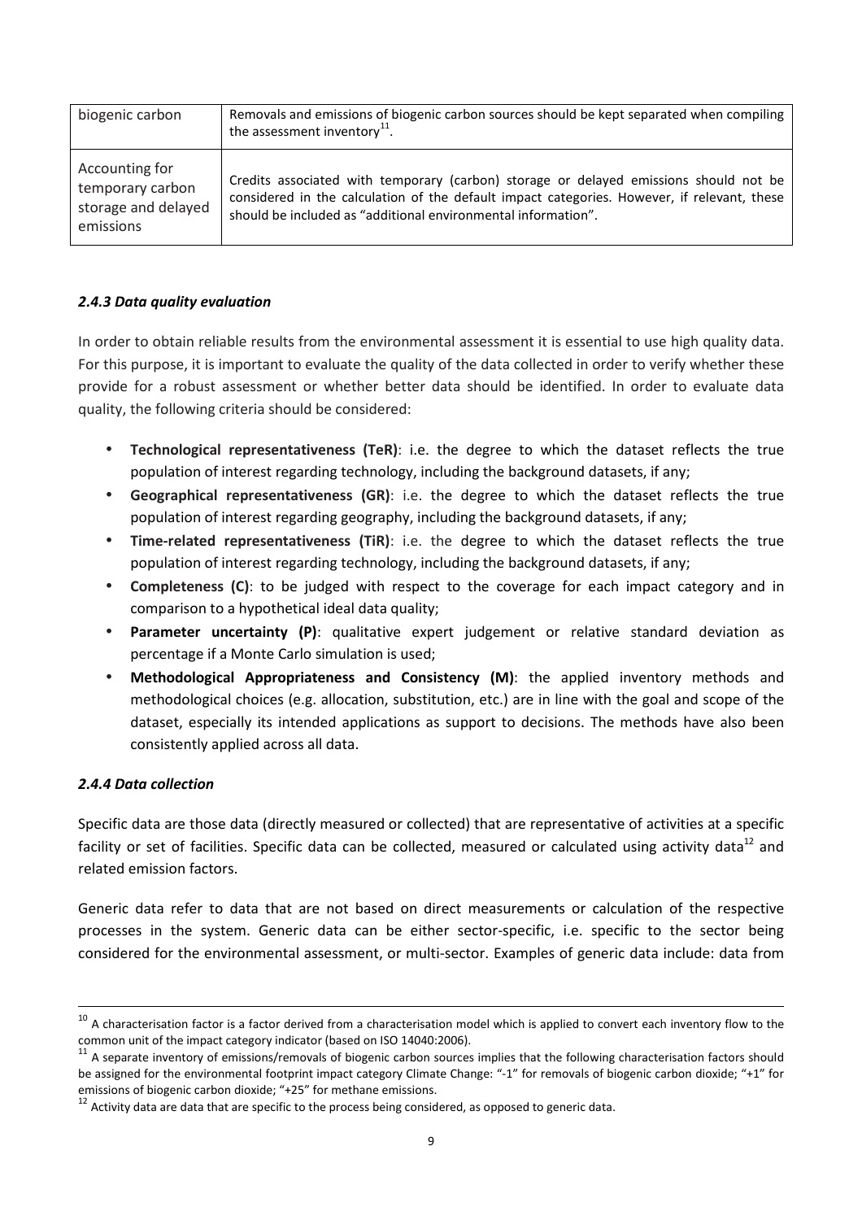| biogenic carbon | Removals and emissions of biogenic carbon sources should be kept separated when compiling the assessment inventory[11]. |
|---|---|
| Accounting for temporary carbon storage and delayed emissions | Credits associated with temporary (carbon) storage or delayed emissions should not be considered in the calculation of the default impact categories. However, if relevant, these should be included as "additional environmental information". |

#### *2.4.3 Data quality evaluation*

In order to obtain reliable results from the environmental assessment it is essential to use high quality data. For this purpose, it is important to evaluate the quality of the data collected in order to verify whether these provide for a robust assessment or whether better data should be identified. In order to evaluate data quality, the following criteria should be considered:

- **Technological representativeness (TeR)**: i.e. the degree to which the dataset reflects the true population of interest regarding technology, including the background datasets, if any;
- **Geographical representativeness (GR)**: i.e. the degree to which the dataset reflects the true population of interest regarding geography, including the background datasets, if any;
- **Time-related representativeness (TiR)**: i.e. the degree to which the dataset reflects the true population of interest regarding technology, including the background datasets, if any;
- **Completeness (C)**: to be judged with respect to the coverage for each impact category and in comparison to a hypothetical ideal data quality;
- **Parameter uncertainty (P)**: qualitative expert judgement or relative standard deviation as percentage if a Monte Carlo simulation is used;
- **Methodological Appropriateness and Consistency (M)**: the applied inventory methods and methodological choices (e.g. allocation, substitution, etc.) are in line with the goal and scope of the dataset, especially its intended applications as support to decisions. The methods have also been consistently applied across all data.

#### *2.4.4 Data collection*

Specific data are those data (directly measured or collected) that are representative of activities at a specific facility or set of facilities. Specific data can be collected, measured or calculated using activity data[12] and related emission factors.

Generic data refer to data that are not based on direct measurements or calculation of the respective processes in the system. Generic data can be either sector-specific, i.e. specific to the sector being considered for the environmental assessment, or multi-sector. Examples of generic data include: data from

---

[10] A characterisation factor is a factor derived from a characterisation model which is applied to convert each inventory flow to the common unit of the impact category indicator (based on ISO 14040:2006).

[11] A separate inventory of emissions/removals of biogenic carbon sources implies that the following characterisation factors should be assigned for the environmental footprint impact category Climate Change: "-1" for removals of biogenic carbon dioxide; "+1" for emissions of biogenic carbon dioxide; "+25" for methane emissions.

[12] Activity data are data that are specific to the process being considered, as opposed to generic data.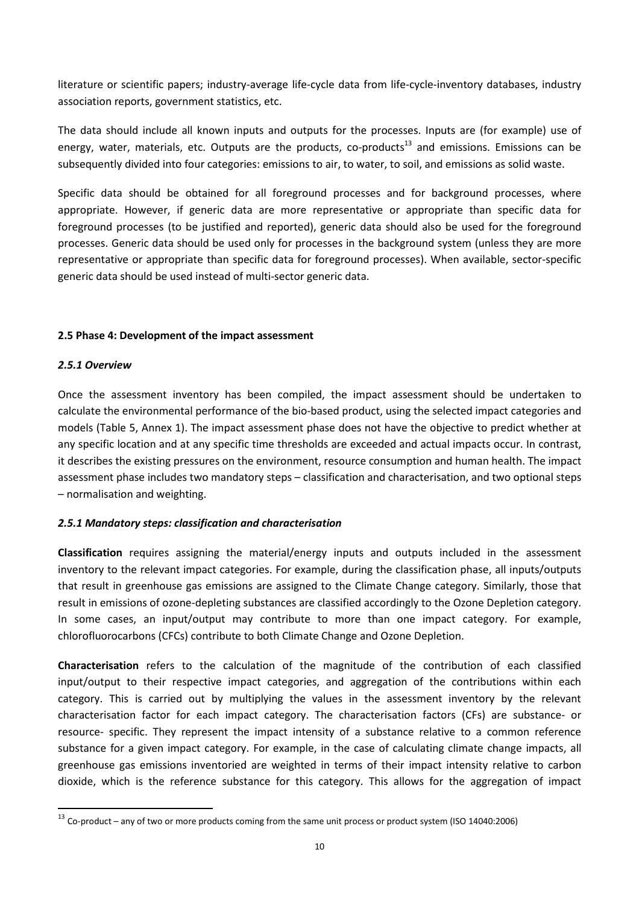literature or scientific papers; industry-average life-cycle data from life-cycle-inventory databases, industry association reports, government statistics, etc.

The data should include all known inputs and outputs for the processes. Inputs are (for example) use of energy, water, materials, etc. Outputs are the products, co-products[13] and emissions. Emissions can be subsequently divided into four categories: emissions to air, to water, to soil, and emissions as solid waste.

Specific data should be obtained for all foreground processes and for background processes, where appropriate. However, if generic data are more representative or appropriate than specific data for foreground processes (to be justified and reported), generic data should also be used for the foreground processes. Generic data should be used only for processes in the background system (unless they are more representative or appropriate than specific data for foreground processes). When available, sector-specific generic data should be used instead of multi-sector generic data.

### 2.5 Phase 4: Development of the impact assessment

#### *2.5.1 Overview*

Once the assessment inventory has been compiled, the impact assessment should be undertaken to calculate the environmental performance of the bio-based product, using the selected impact categories and models (Table 5, Annex 1). The impact assessment phase does not have the objective to predict whether at any specific location and at any specific time thresholds are exceeded and actual impacts occur. In contrast, it describes the existing pressures on the environment, resource consumption and human health. The impact assessment phase includes two mandatory steps – classification and characterisation, and two optional steps – normalisation and weighting.

#### *2.5.1 Mandatory steps: classification and characterisation*

**Classification** requires assigning the material/energy inputs and outputs included in the assessment inventory to the relevant impact categories. For example, during the classification phase, all inputs/outputs that result in greenhouse gas emissions are assigned to the Climate Change category. Similarly, those that result in emissions of ozone-depleting substances are classified accordingly to the Ozone Depletion category. In some cases, an input/output may contribute to more than one impact category. For example, chlorofluorocarbons (CFCs) contribute to both Climate Change and Ozone Depletion.

**Characterisation** refers to the calculation of the magnitude of the contribution of each classified input/output to their respective impact categories, and aggregation of the contributions within each category. This is carried out by multiplying the values in the assessment inventory by the relevant characterisation factor for each impact category. The characterisation factors (CFs) are substance- or resource- specific. They represent the impact intensity of a substance relative to a common reference substance for a given impact category. For example, in the case of calculating climate change impacts, all greenhouse gas emissions inventoried are weighted in terms of their impact intensity relative to carbon dioxide, which is the reference substance for this category. This allows for the aggregation of impact

---

[13] Co-product – any of two or more products coming from the same unit process or product system (ISO 14040:2006)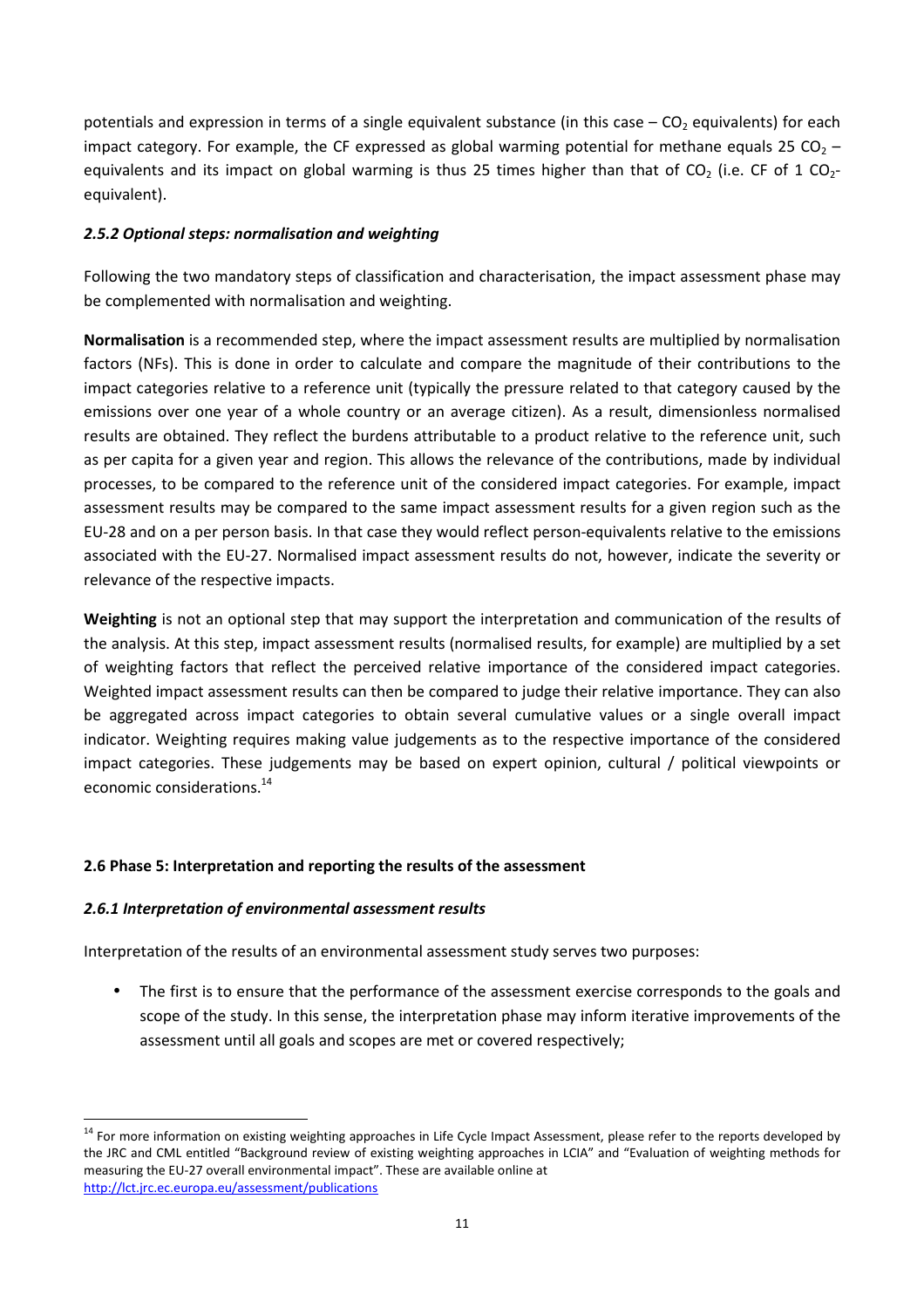potentials and expression in terms of a single equivalent substance (in this case – $CO_2$ equivalents) for each impact category. For example, the CF expressed as global warming potential for methane equals 25 $CO_2$ – equivalents and its impact on global warming is thus 25 times higher than that of $CO_2$ (i.e. CF of 1 $CO_2$-equivalent).

### *2.5.2 Optional steps: normalisation and weighting*

Following the two mandatory steps of classification and characterisation, the impact assessment phase may be complemented with normalisation and weighting.

**Normalisation** is a recommended step, where the impact assessment results are multiplied by normalisation factors (NFs). This is done in order to calculate and compare the magnitude of their contributions to the impact categories relative to a reference unit (typically the pressure related to that category caused by the emissions over one year of a whole country or an average citizen). As a result, dimensionless normalised results are obtained. They reflect the burdens attributable to a product relative to the reference unit, such as per capita for a given year and region. This allows the relevance of the contributions, made by individual processes, to be compared to the reference unit of the considered impact categories. For example, impact assessment results may be compared to the same impact assessment results for a given region such as the EU-28 and on a per person basis. In that case they would reflect person-equivalents relative to the emissions associated with the EU-27. Normalised impact assessment results do not, however, indicate the severity or relevance of the respective impacts.

**Weighting** is not an optional step that may support the interpretation and communication of the results of the analysis. At this step, impact assessment results (normalised results, for example) are multiplied by a set of weighting factors that reflect the perceived relative importance of the considered impact categories. Weighted impact assessment results can then be compared to judge their relative importance. They can also be aggregated across impact categories to obtain several cumulative values or a single overall impact indicator. Weighting requires making value judgements as to the respective importance of the considered impact categories. These judgements may be based on expert opinion, cultural / political viewpoints or economic considerations.[14]

## 2.6 Phase 5: Interpretation and reporting the results of the assessment

### *2.6.1 Interpretation of environmental assessment results*

Interpretation of the results of an environmental assessment study serves two purposes:

- The first is to ensure that the performance of the assessment exercise corresponds to the goals and scope of the study. In this sense, the interpretation phase may inform iterative improvements of the assessment until all goals and scopes are met or covered respectively;

[14] For more information on existing weighting approaches in Life Cycle Impact Assessment, please refer to the reports developed by the JRC and CML entitled "Background review of existing weighting approaches in LCIA" and "Evaluation of weighting methods for measuring the EU-27 overall environmental impact". These are available online at http://lct.jrc.ec.europa.eu/assessment/publications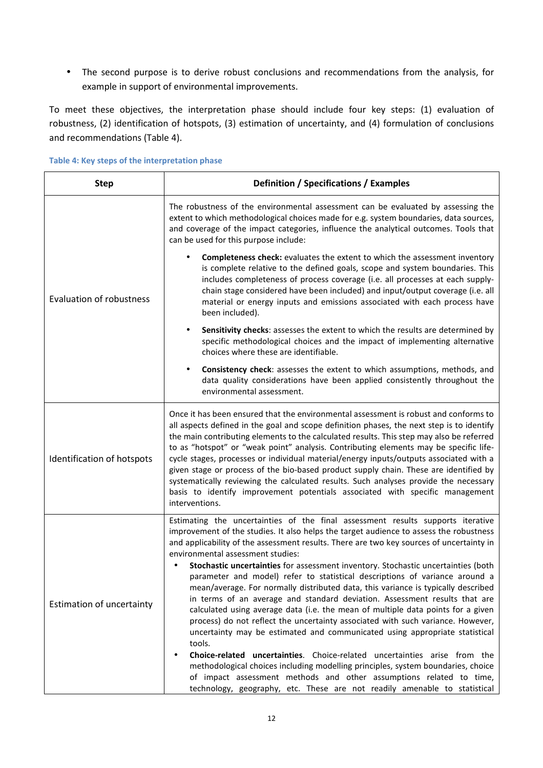- The second purpose is to derive robust conclusions and recommendations from the analysis, for example in support of environmental improvements.

To meet these objectives, the interpretation phase should include four key steps: (1) evaluation of robustness, (2) identification of hotspots, (3) estimation of uncertainty, and (4) formulation of conclusions and recommendations (Table 4).

**Table 4: Key steps of the interpretation phase**

| Step | Definition / Specifications / Examples |
|---|---|
| Evaluation of robustness | The robustness of the environmental assessment can be evaluated by assessing the extent to which methodological choices made for e.g. system boundaries, data sources, and coverage of the impact categories, influence the analytical outcomes. Tools that can be used for this purpose include: <br>• **Completeness check:** evaluates the extent to which the assessment inventory is complete relative to the defined goals, scope and system boundaries. This includes completeness of process coverage (i.e. all processes at each supply-chain stage considered have been included) and input/output coverage (i.e. all material or energy inputs and emissions associated with each process have been included). <br>• **Sensitivity checks**: assesses the extent to which the results are determined by specific methodological choices and the impact of implementing alternative choices where these are identifiable. <br>• **Consistency check**: assesses the extent to which assumptions, methods, and data quality considerations have been applied consistently throughout the environmental assessment. |
| Identification of hotspots | Once it has been ensured that the environmental assessment is robust and conforms to all aspects defined in the goal and scope definition phases, the next step is to identify the main contributing elements to the calculated results. This step may also be referred to as "hotspot" or "weak point" analysis. Contributing elements may be specific life-cycle stages, processes or individual material/energy inputs/outputs associated with a given stage or process of the bio-based product supply chain. These are identified by systematically reviewing the calculated results. Such analyses provide the necessary basis to identify improvement potentials associated with specific management interventions. |
| Estimation of uncertainty | Estimating the uncertainties of the final assessment results supports iterative improvement of the studies. It also helps the target audience to assess the robustness and applicability of the assessment results. There are two key sources of uncertainty in environmental assessment studies: <br>• **Stochastic uncertainties** for assessment inventory. Stochastic uncertainties (both parameter and model) refer to statistical descriptions of variance around a mean/average. For normally distributed data, this variance is typically described in terms of an average and standard deviation. Assessment results that are calculated using average data (i.e. the mean of multiple data points for a given process) do not reflect the uncertainty associated with such variance. However, uncertainty may be estimated and communicated using appropriate statistical tools. <br>• **Choice-related uncertainties**. Choice-related uncertainties arise from the methodological choices including modelling principles, system boundaries, choice of impact assessment methods and other assumptions related to time, technology, geography, etc. These are not readily amenable to statistical |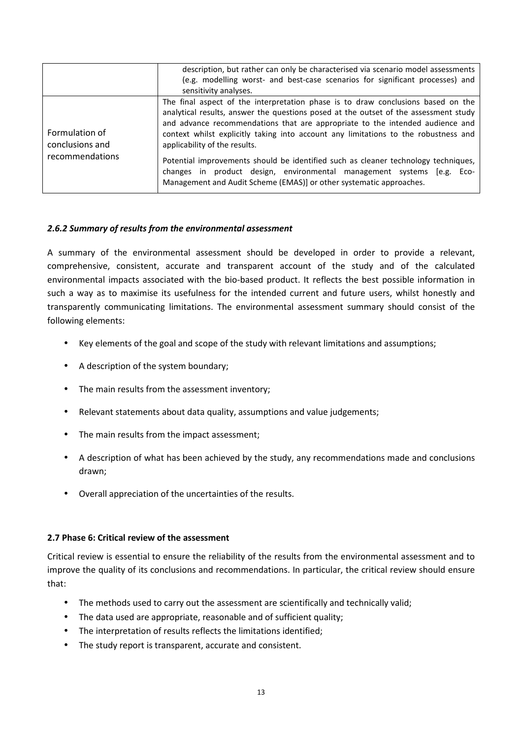| | |
|---|---|
| | description, but rather can only be characterised via scenario model assessments (e.g. modelling worst- and best-case scenarios for significant processes) and sensitivity analyses. |
| Formulation of conclusions and recommendations | The final aspect of the interpretation phase is to draw conclusions based on the analytical results, answer the questions posed at the outset of the assessment study and advance recommendations that are appropriate to the intended audience and context whilst explicitly taking into account any limitations to the robustness and applicability of the results.<br><br>Potential improvements should be identified such as cleaner technology techniques, changes in product design, environmental management systems [e.g. Eco-Management and Audit Scheme (EMAS)] or other systematic approaches. |

### *2.6.2 Summary of results from the environmental assessment*

A summary of the environmental assessment should be developed in order to provide a relevant, comprehensive, consistent, accurate and transparent account of the study and of the calculated environmental impacts associated with the bio-based product. It reflects the best possible information in such a way as to maximise its usefulness for the intended current and future users, whilst honestly and transparently communicating limitations. The environmental assessment summary should consist of the following elements:

- Key elements of the goal and scope of the study with relevant limitations and assumptions;
- A description of the system boundary;
- The main results from the assessment inventory;
- Relevant statements about data quality, assumptions and value judgements;
- The main results from the impact assessment;
- A description of what has been achieved by the study, any recommendations made and conclusions drawn;
- Overall appreciation of the uncertainties of the results.

### 2.7 Phase 6: Critical review of the assessment

Critical review is essential to ensure the reliability of the results from the environmental assessment and to improve the quality of its conclusions and recommendations. In particular, the critical review should ensure that:

- The methods used to carry out the assessment are scientifically and technically valid;
- The data used are appropriate, reasonable and of sufficient quality;
- The interpretation of results reflects the limitations identified;
- The study report is transparent, accurate and consistent.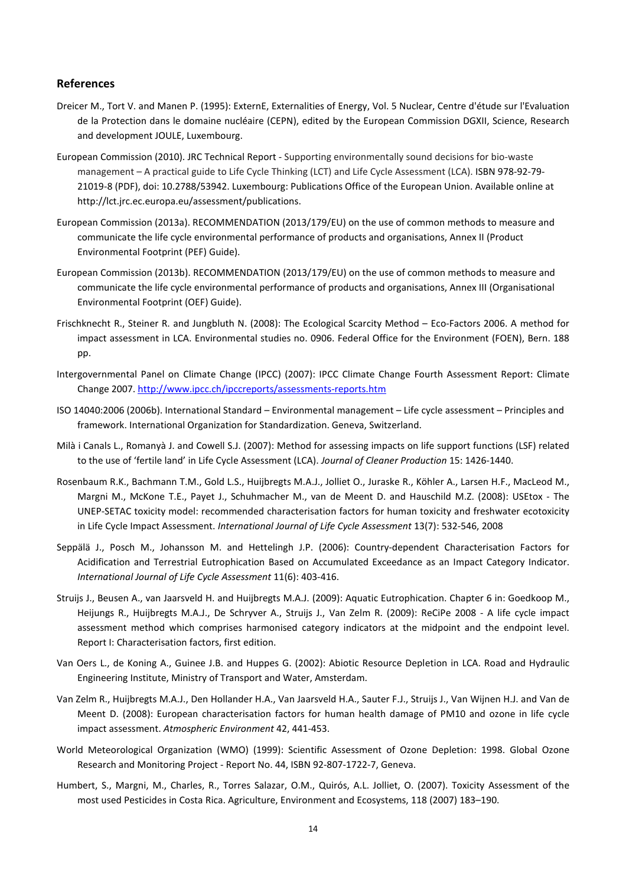## References

Dreicer M., Tort V. and Manen P. (1995): ExternE, Externalities of Energy, Vol. 5 Nuclear, Centre d'étude sur l'Evaluation de la Protection dans le domaine nucléaire (CEPN), edited by the European Commission DGXII, Science, Research and development JOULE, Luxembourg.

European Commission (2010). JRC Technical Report - Supporting environmentally sound decisions for bio-waste management – A practical guide to Life Cycle Thinking (LCT) and Life Cycle Assessment (LCA). ISBN 978-92-79-21019-8 (PDF), doi: 10.2788/53942. Luxembourg: Publications Office of the European Union. Available online at http://lct.jrc.ec.europa.eu/assessment/publications.

European Commission (2013a). RECOMMENDATION (2013/179/EU) on the use of common methods to measure and communicate the life cycle environmental performance of products and organisations, Annex II (Product Environmental Footprint (PEF) Guide).

European Commission (2013b). RECOMMENDATION (2013/179/EU) on the use of common methods to measure and communicate the life cycle environmental performance of products and organisations, Annex III (Organisational Environmental Footprint (OEF) Guide).

Frischknecht R., Steiner R. and Jungbluth N. (2008): The Ecological Scarcity Method – Eco-Factors 2006. A method for impact assessment in LCA. Environmental studies no. 0906. Federal Office for the Environment (FOEN), Bern. 188 pp.

Intergovernmental Panel on Climate Change (IPCC) (2007): IPCC Climate Change Fourth Assessment Report: Climate Change 2007. http://www.ipcc.ch/ipccreports/assessments-reports.htm

ISO 14040:2006 (2006b). International Standard – Environmental management – Life cycle assessment – Principles and framework. International Organization for Standardization. Geneva, Switzerland.

Milà i Canals L., Romanyà J. and Cowell S.J. (2007): Method for assessing impacts on life support functions (LSF) related to the use of 'fertile land' in Life Cycle Assessment (LCA). *Journal of Cleaner Production* 15: 1426-1440.

Rosenbaum R.K., Bachmann T.M., Gold L.S., Huijbregts M.A.J., Jolliet O., Juraske R., Köhler A., Larsen H.F., MacLeod M., Margni M., McKone T.E., Payet J., Schuhmacher M., van de Meent D. and Hauschild M.Z. (2008): USEtox - The UNEP-SETAC toxicity model: recommended characterisation factors for human toxicity and freshwater ecotoxicity in Life Cycle Impact Assessment. *International Journal of Life Cycle Assessment* 13(7): 532-546, 2008

Seppälä J., Posch M., Johansson M. and Hettelingh J.P. (2006): Country-dependent Characterisation Factors for Acidification and Terrestrial Eutrophication Based on Accumulated Exceedance as an Impact Category Indicator. *International Journal of Life Cycle Assessment* 11(6): 403-416.

Struijs J., Beusen A., van Jaarsveld H. and Huijbregts M.A.J. (2009): Aquatic Eutrophication. Chapter 6 in: Goedkoop M., Heijungs R., Huijbregts M.A.J., De Schryver A., Struijs J., Van Zelm R. (2009): ReCiPe 2008 - A life cycle impact assessment method which comprises harmonised category indicators at the midpoint and the endpoint level. Report I: Characterisation factors, first edition.

Van Oers L., de Koning A., Guinee J.B. and Huppes G. (2002): Abiotic Resource Depletion in LCA. Road and Hydraulic Engineering Institute, Ministry of Transport and Water, Amsterdam.

Van Zelm R., Huijbregts M.A.J., Den Hollander H.A., Van Jaarsveld H.A., Sauter F.J., Struijs J., Van Wijnen H.J. and Van de Meent D. (2008): European characterisation factors for human health damage of PM10 and ozone in life cycle impact assessment. *Atmospheric Environment* 42, 441-453.

World Meteorological Organization (WMO) (1999): Scientific Assessment of Ozone Depletion: 1998. Global Ozone Research and Monitoring Project - Report No. 44, ISBN 92-807-1722-7, Geneva.

Humbert, S., Margni, M., Charles, R., Torres Salazar, O.M., Quirós, A.L. Jolliet, O. (2007). Toxicity Assessment of the most used Pesticides in Costa Rica. Agriculture, Environment and Ecosystems, 118 (2007) 183–190.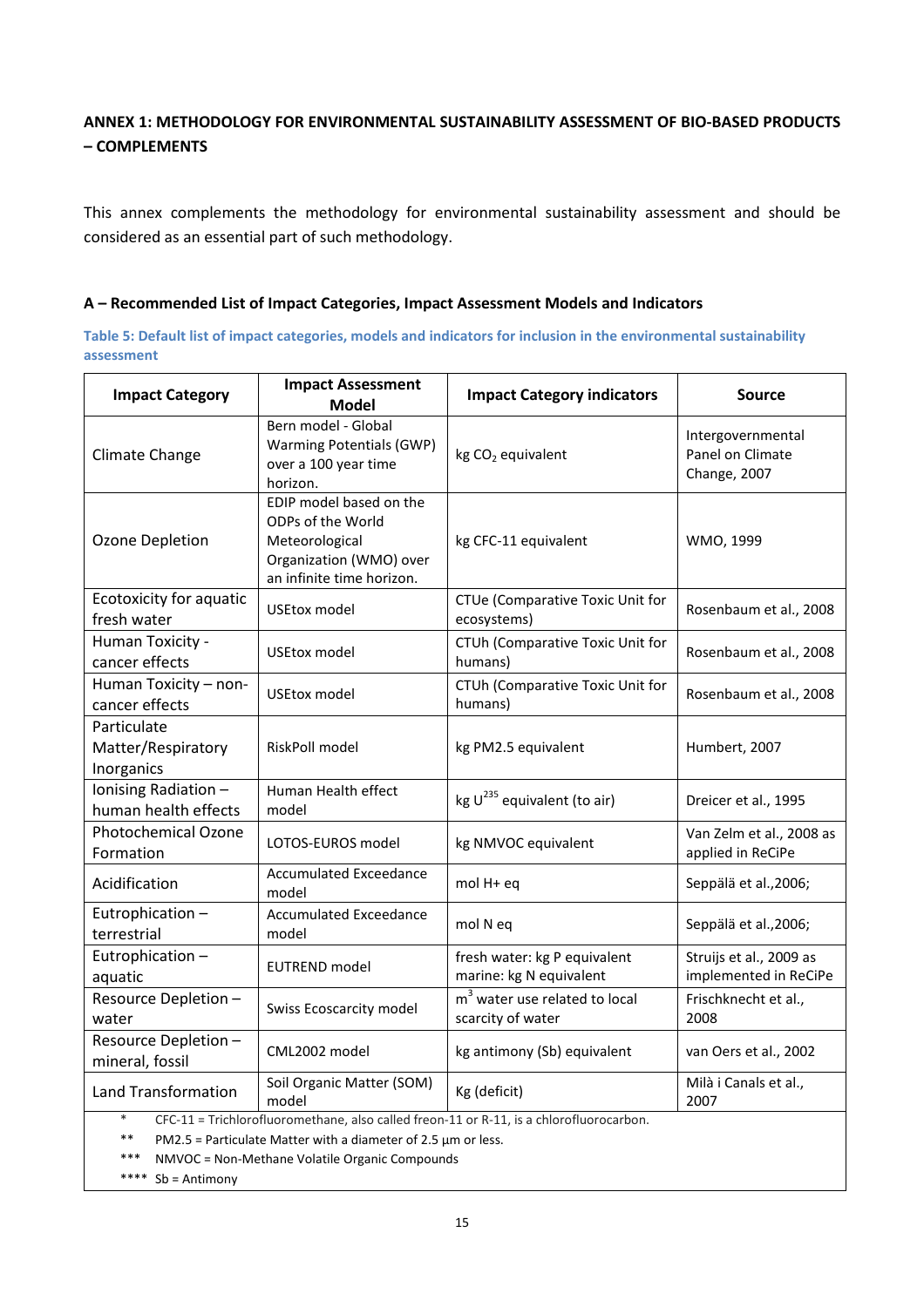## ANNEX 1: METHODOLOGY FOR ENVIRONMENTAL SUSTAINABILITY ASSESSMENT OF BIO-BASED PRODUCTS – COMPLEMENTS

This annex complements the methodology for environmental sustainability assessment and should be considered as an essential part of such methodology.

### A – Recommended List of Impact Categories, Impact Assessment Models and Indicators

**Table 5: Default list of impact categories, models and indicators for inclusion in the environmental sustainability assessment**

| Impact Category | Impact Assessment Model | Impact Category indicators | Source |
|---|---|---|---|
| Climate Change | Bern model - Global Warming Potentials (GWP) over a 100 year time horizon. | kg $CO_2$ equivalent | Intergovernmental Panel on Climate Change, 2007 |
| Ozone Depletion | EDIP model based on the ODPs of the World Meteorological Organization (WMO) over an infinite time horizon. | kg CFC-11 equivalent | WMO, 1999 |
| Ecotoxicity for aquatic fresh water | USEtox model | CTUe (Comparative Toxic Unit for ecosystems) | Rosenbaum et al., 2008 |
| Human Toxicity - cancer effects | USEtox model | CTUh (Comparative Toxic Unit for humans) | Rosenbaum et al., 2008 |
| Human Toxicity – non-cancer effects | USEtox model | CTUh (Comparative Toxic Unit for humans) | Rosenbaum et al., 2008 |
| Particulate Matter/Respiratory Inorganics | RiskPoll model | kg PM2.5 equivalent | Humbert, 2007 |
| Ionising Radiation – human health effects | Human Health effect model | kg $U^{235}$ equivalent (to air) | Dreicer et al., 1995 |
| Photochemical Ozone Formation | LOTOS-EUROS model | kg NMVOC equivalent | Van Zelm et al., 2008 as applied in ReCiPe |
| Acidification | Accumulated Exceedance model | mol H+ eq | Seppälä et al.,2006; |
| Eutrophication – terrestrial | Accumulated Exceedance model | mol N eq | Seppälä et al.,2006; |
| Eutrophication – aquatic | EUTREND model | fresh water: kg P equivalent<br>marine: kg N equivalent | Struijs et al., 2009 as implemented in ReCiPe |
| Resource Depletion – water | Swiss Ecoscarcity model | $m^3$ water use related to local scarcity of water | Frischknecht et al., 2008 |
| Resource Depletion – mineral, fossil | CML2002 model | kg antimony (Sb) equivalent | van Oers et al., 2002 |
| Land Transformation | Soil Organic Matter (SOM) model | Kg (deficit) | Milà i Canals et al., 2007 |

\* CFC-11 = Trichlorofluoromethane, also called freon-11 or R-11, is a chlorofluorocarbon.

** PM2.5 = Particulate Matter with a diameter of 2.5 µm or less.

*** NMVOC = Non-Methane Volatile Organic Compounds

**** Sb = Antimony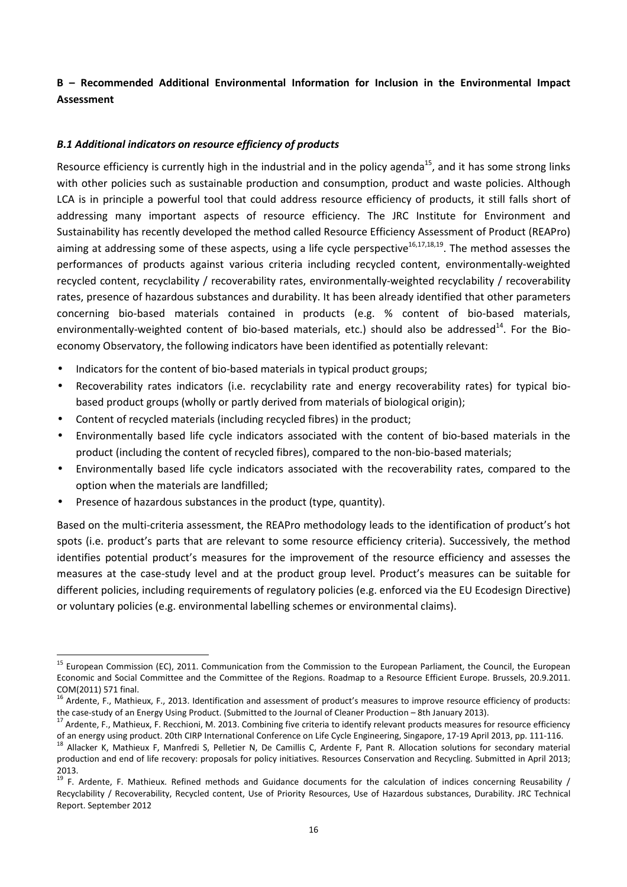**B – Recommended Additional Environmental Information for Inclusion in the Environmental Impact Assessment**

### *B.1 Additional indicators on resource efficiency of products*

Resource efficiency is currently high in the industrial and in the policy agenda[15], and it has some strong links with other policies such as sustainable production and consumption, product and waste policies. Although LCA is in principle a powerful tool that could address resource efficiency of products, it still falls short of addressing many important aspects of resource efficiency. The JRC Institute for Environment and Sustainability has recently developed the method called Resource Efficiency Assessment of Product (REAPro) aiming at addressing some of these aspects, using a life cycle perspective[16,17,18,19]. The method assesses the performances of products against various criteria including recycled content, environmentally-weighted recycled content, recyclability / recoverability rates, environmentally-weighted recyclability / recoverability rates, presence of hazardous substances and durability. It has been already identified that other parameters concerning bio-based materials contained in products (e.g. % content of bio-based materials, environmentally-weighted content of bio-based materials, etc.) should also be addressed[14]. For the Bio-economy Observatory, the following indicators have been identified as potentially relevant:

- Indicators for the content of bio-based materials in typical product groups;
- Recoverability rates indicators (i.e. recyclability rate and energy recoverability rates) for typical bio-based product groups (wholly or partly derived from materials of biological origin);
- Content of recycled materials (including recycled fibres) in the product;
- Environmentally based life cycle indicators associated with the content of bio-based materials in the product (including the content of recycled fibres), compared to the non-bio-based materials;
- Environmentally based life cycle indicators associated with the recoverability rates, compared to the option when the materials are landfilled;
- Presence of hazardous substances in the product (type, quantity).

Based on the multi-criteria assessment, the REAPro methodology leads to the identification of product's hot spots (i.e. product's parts that are relevant to some resource efficiency criteria). Successively, the method identifies potential product's measures for the improvement of the resource efficiency and assesses the measures at the case-study level and at the product group level. Product's measures can be suitable for different policies, including requirements of regulatory policies (e.g. enforced via the EU Ecodesign Directive) or voluntary policies (e.g. environmental labelling schemes or environmental claims).

---

[15] European Commission (EC), 2011. Communication from the Commission to the European Parliament, the Council, the European Economic and Social Committee and the Committee of the Regions. Roadmap to a Resource Efficient Europe. Brussels, 20.9.2011. COM(2011) 571 final.

[16] Ardente, F., Mathieux, F., 2013. Identification and assessment of product's measures to improve resource efficiency of products: the case-study of an Energy Using Product. (Submitted to the Journal of Cleaner Production – 8th January 2013).

[17] Ardente, F., Mathieux, F. Recchioni, M. 2013. Combining five criteria to identify relevant products measures for resource efficiency of an energy using product. 20th CIRP International Conference on Life Cycle Engineering, Singapore, 17-19 April 2013, pp. 111-116.

[18] Allacker K, Mathieux F, Manfredi S, Pelletier N, De Camillis C, Ardente F, Pant R. Allocation solutions for secondary material production and end of life recovery: proposals for policy initiatives. Resources Conservation and Recycling. Submitted in April 2013; 2013.

[19] F. Ardente, F. Mathieux. Refined methods and Guidance documents for the calculation of indices concerning Reusability / Recyclability / Recoverability, Recycled content, Use of Priority Resources, Use of Hazardous substances, Durability. JRC Technical Report. September 2012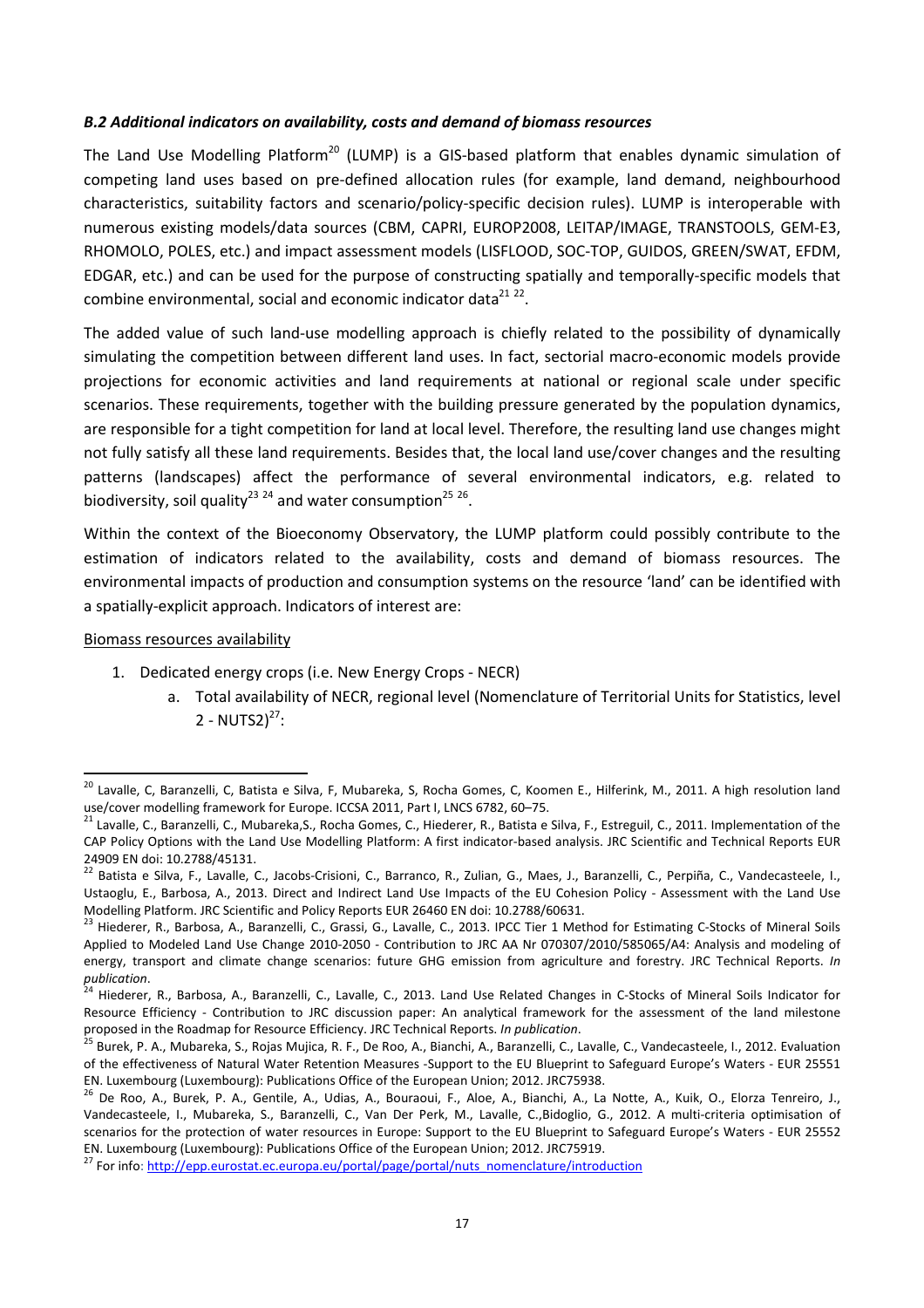***B.2 Additional indicators on availability, costs and demand of biomass resources***

The Land Use Modelling Platform[20] (LUMP) is a GIS-based platform that enables dynamic simulation of competing land uses based on pre-defined allocation rules (for example, land demand, neighbourhood characteristics, suitability factors and scenario/policy-specific decision rules). LUMP is interoperable with numerous existing models/data sources (CBM, CAPRI, EUROP2008, LEITAP/IMAGE, TRANSTOOLS, GEM-E3, RHOMOLO, POLES, etc.) and impact assessment models (LISFLOOD, SOC-TOP, GUIDOS, GREEN/SWAT, EFDM, EDGAR, etc.) and can be used for the purpose of constructing spatially and temporally-specific models that combine environmental, social and economic indicator data[21] [22].

The added value of such land-use modelling approach is chiefly related to the possibility of dynamically simulating the competition between different land uses. In fact, sectorial macro-economic models provide projections for economic activities and land requirements at national or regional scale under specific scenarios. These requirements, together with the building pressure generated by the population dynamics, are responsible for a tight competition for land at local level. Therefore, the resulting land use changes might not fully satisfy all these land requirements. Besides that, the local land use/cover changes and the resulting patterns (landscapes) affect the performance of several environmental indicators, e.g. related to biodiversity, soil quality[23] [24] and water consumption[25] [26].

Within the context of the Bioeconomy Observatory, the LUMP platform could possibly contribute to the estimation of indicators related to the availability, costs and demand of biomass resources. The environmental impacts of production and consumption systems on the resource 'land' can be identified with a spatially-explicit approach. Indicators of interest are:

<u>Biomass resources availability</u>

1. Dedicated energy crops (i.e. New Energy Crops - NECR)
    a. Total availability of NECR, regional level (Nomenclature of Territorial Units for Statistics, level 2 - NUTS2)[27]:

---

[20] Lavalle, C, Baranzelli, C, Batista e Silva, F, Mubareka, S, Rocha Gomes, C, Koomen E., Hilferink, M., 2011. A high resolution land use/cover modelling framework for Europe. ICCSA 2011, Part I, LNCS 6782, 60–75.

[21] Lavalle, C., Baranzelli, C., Mubareka,S., Rocha Gomes, C., Hiederer, R., Batista e Silva, F., Estreguil, C., 2011. Implementation of the CAP Policy Options with the Land Use Modelling Platform: A first indicator-based analysis. JRC Scientific and Technical Reports EUR 24909 EN doi: 10.2788/45131.

[22] Batista e Silva, F., Lavalle, C., Jacobs-Crisioni, C., Barranco, R., Zulian, G., Maes, J., Baranzelli, C., Perpiña, C., Vandecasteele, I., Ustaoglu, E., Barbosa, A., 2013. Direct and Indirect Land Use Impacts of the EU Cohesion Policy - Assessment with the Land Use Modelling Platform. JRC Scientific and Policy Reports EUR 26460 EN doi: 10.2788/60631.

[23] Hiederer, R., Barbosa, A., Baranzelli, C., Grassi, G., Lavalle, C., 2013. IPCC Tier 1 Method for Estimating C-Stocks of Mineral Soils Applied to Modeled Land Use Change 2010-2050 - Contribution to JRC AA Nr 070307/2010/585065/A4: Analysis and modeling of energy, transport and climate change scenarios: future GHG emission from agriculture and forestry. JRC Technical Reports. *In publication*.

[24] Hiederer, R., Barbosa, A., Baranzelli, C., Lavalle, C., 2013. Land Use Related Changes in C-Stocks of Mineral Soils Indicator for Resource Efficiency - Contribution to JRC discussion paper: An analytical framework for the assessment of the land milestone proposed in the Roadmap for Resource Efficiency. JRC Technical Reports. *In publication*.

[25] Burek, P. A., Mubareka, S., Rojas Mujica, R. F., De Roo, A., Bianchi, A., Baranzelli, C., Lavalle, C., Vandecasteele, I., 2012. Evaluation of the effectiveness of Natural Water Retention Measures -Support to the EU Blueprint to Safeguard Europe's Waters - EUR 25551 EN. Luxembourg (Luxembourg): Publications Office of the European Union; 2012. JRC75938.

[26] De Roo, A., Burek, P. A., Gentile, A., Udias, A., Bouraoui, F., Aloe, A., Bianchi, A., La Notte, A., Kuik, O., Elorza Tenreiro, J., Vandecasteele, I., Mubareka, S., Baranzelli, C., Van Der Perk, M., Lavalle, C.,Bidoglio, G., 2012. A multi-criteria optimisation of scenarios for the protection of water resources in Europe: Support to the EU Blueprint to Safeguard Europe's Waters - EUR 25552 EN. Luxembourg (Luxembourg): Publications Office of the European Union; 2012. JRC75919.

[27] For info: http://epp.eurostat.ec.europa.eu/portal/page/portal/nuts_nomenclature/introduction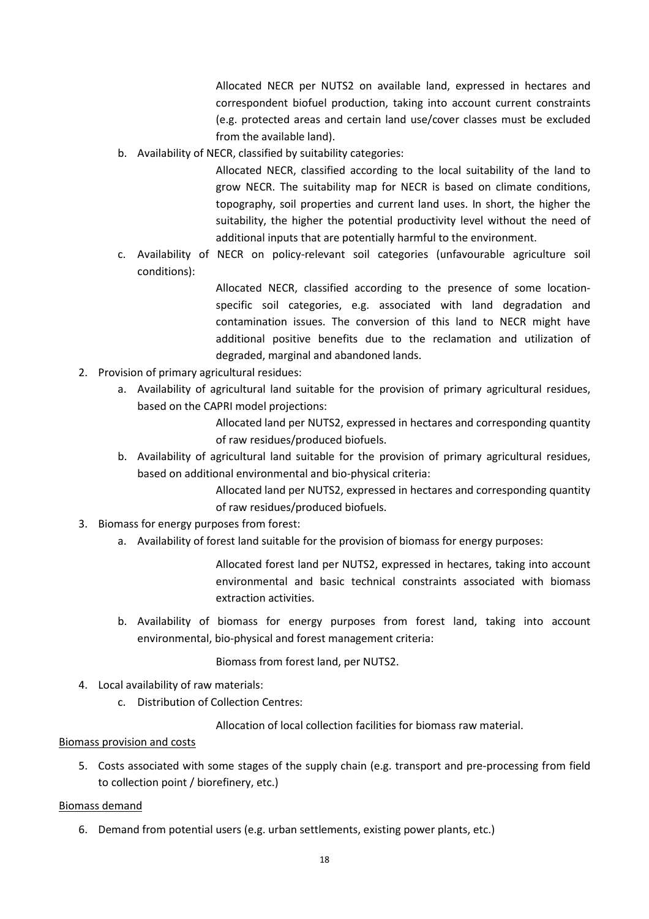Allocated NECR per NUTS2 on available land, expressed in hectares and correspondent biofuel production, taking into account current constraints (e.g. protected areas and certain land use/cover classes must be excluded from the available land).

   b. Availability of NECR, classified by suitability categories:

      Allocated NECR, classified according to the local suitability of the land to grow NECR. The suitability map for NECR is based on climate conditions, topography, soil properties and current land uses. In short, the higher the suitability, the higher the potential productivity level without the need of additional inputs that are potentially harmful to the environment.

   c. Availability of NECR on policy-relevant soil categories (unfavourable agriculture soil conditions):

      Allocated NECR, classified according to the presence of some location-specific soil categories, e.g. associated with land degradation and contamination issues. The conversion of this land to NECR might have additional positive benefits due to the reclamation and utilization of degraded, marginal and abandoned lands.

2. Provision of primary agricultural residues:
   a. Availability of agricultural land suitable for the provision of primary agricultural residues, based on the CAPRI model projections:

      Allocated land per NUTS2, expressed in hectares and corresponding quantity of raw residues/produced biofuels.

   b. Availability of agricultural land suitable for the provision of primary agricultural residues, based on additional environmental and bio-physical criteria:

      Allocated land per NUTS2, expressed in hectares and corresponding quantity of raw residues/produced biofuels.

3. Biomass for energy purposes from forest:
   a. Availability of forest land suitable for the provision of biomass for energy purposes:

      Allocated forest land per NUTS2, expressed in hectares, taking into account environmental and basic technical constraints associated with biomass extraction activities.

   b. Availability of biomass for energy purposes from forest land, taking into account environmental, bio-physical and forest management criteria:

      Biomass from forest land, per NUTS2.

4. Local availability of raw materials:
   c. Distribution of Collection Centres:

      Allocation of local collection facilities for biomass raw material.

<u>Biomass provision and costs</u>

5. Costs associated with some stages of the supply chain (e.g. transport and pre-processing from field to collection point / biorefinery, etc.)

<u>Biomass demand</u>

6. Demand from potential users (e.g. urban settlements, existing power plants, etc.)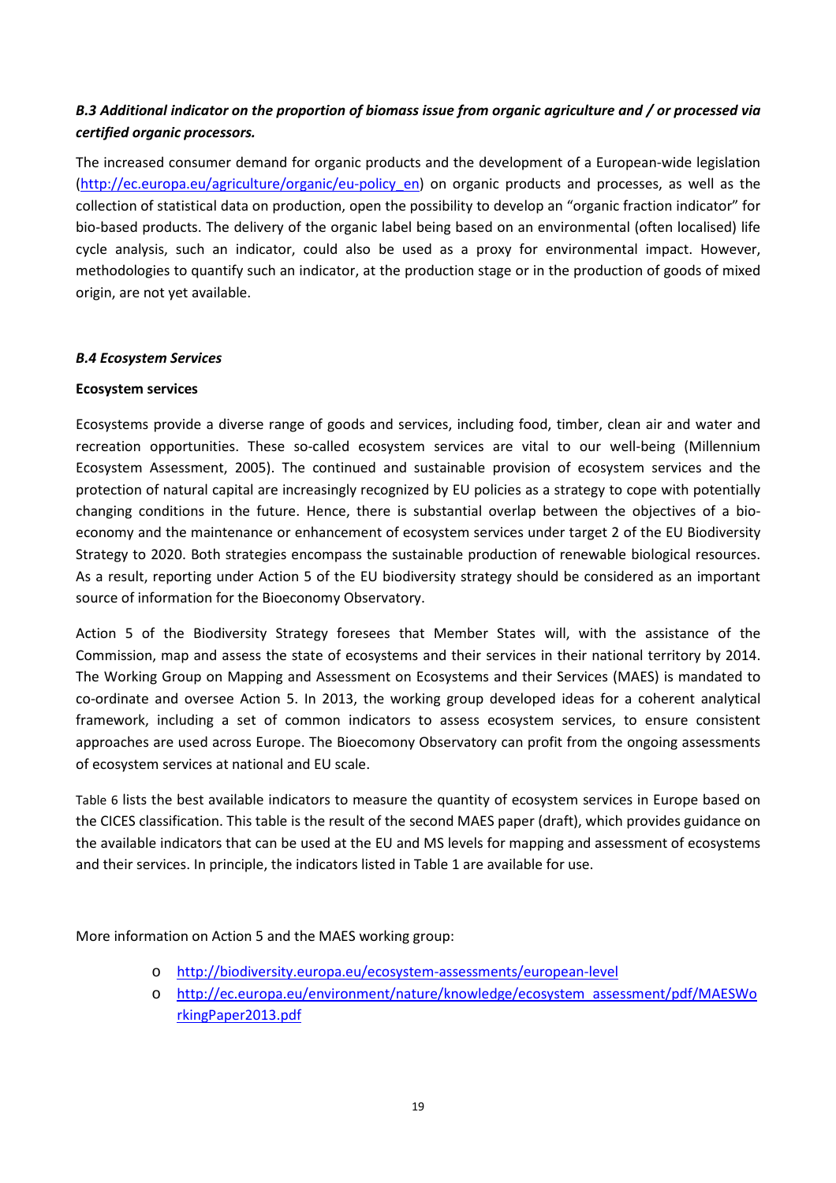### *B.3 Additional indicator on the proportion of biomass issue from organic agriculture and / or processed via certified organic processors.*

The increased consumer demand for organic products and the development of a European-wide legislation (http://ec.europa.eu/agriculture/organic/eu-policy_en) on organic products and processes, as well as the collection of statistical data on production, open the possibility to develop an "organic fraction indicator" for bio-based products. The delivery of the organic label being based on an environmental (often localised) life cycle analysis, such an indicator, could also be used as a proxy for environmental impact. However, methodologies to quantify such an indicator, at the production stage or in the production of goods of mixed origin, are not yet available.

### *B.4 Ecosystem Services*

**Ecosystem services**

Ecosystems provide a diverse range of goods and services, including food, timber, clean air and water and recreation opportunities. These so-called ecosystem services are vital to our well-being (Millennium Ecosystem Assessment, 2005). The continued and sustainable provision of ecosystem services and the protection of natural capital are increasingly recognized by EU policies as a strategy to cope with potentially changing conditions in the future. Hence, there is substantial overlap between the objectives of a bio-economy and the maintenance or enhancement of ecosystem services under target 2 of the EU Biodiversity Strategy to 2020. Both strategies encompass the sustainable production of renewable biological resources. As a result, reporting under Action 5 of the EU biodiversity strategy should be considered as an important source of information for the Bioeconomy Observatory.

Action 5 of the Biodiversity Strategy foresees that Member States will, with the assistance of the Commission, map and assess the state of ecosystems and their services in their national territory by 2014. The Working Group on Mapping and Assessment on Ecosystems and their Services (MAES) is mandated to co-ordinate and oversee Action 5. In 2013, the working group developed ideas for a coherent analytical framework, including a set of common indicators to assess ecosystem services, to ensure consistent approaches are used across Europe. The Bioecomony Observatory can profit from the ongoing assessments of ecosystem services at national and EU scale.

Table 6 lists the best available indicators to measure the quantity of ecosystem services in Europe based on the CICES classification. This table is the result of the second MAES paper (draft), which provides guidance on the available indicators that can be used at the EU and MS levels for mapping and assessment of ecosystems and their services. In principle, the indicators listed in Table 1 are available for use.

More information on Action 5 and the MAES working group:

- http://biodiversity.europa.eu/ecosystem-assessments/european-level
- http://ec.europa.eu/environment/nature/knowledge/ecosystem_assessment/pdf/MAESWorkingPaper2013.pdf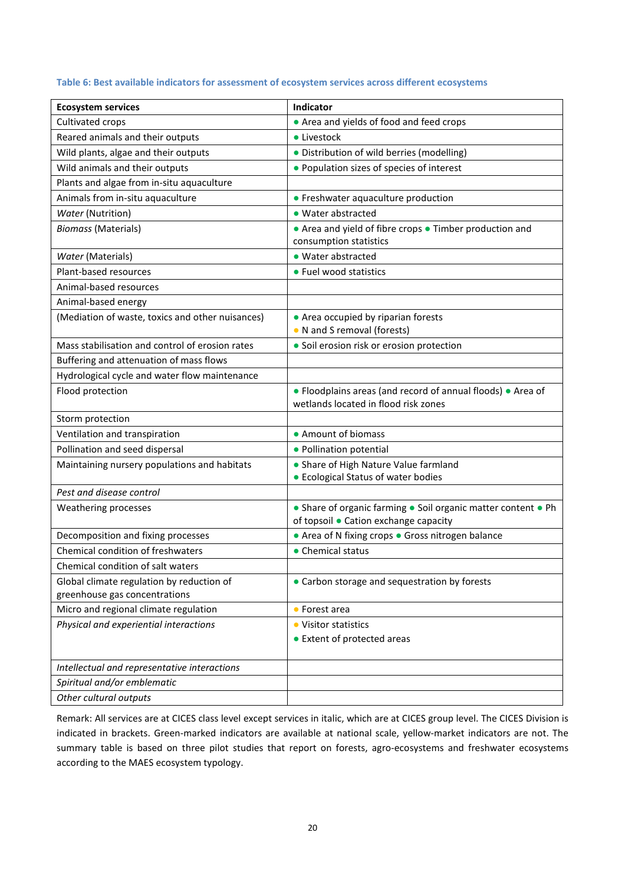**Table 6: Best available indicators for assessment of ecosystem services across different ecosystems**

| Ecosystem services | Indicator |
|---|---|
| Cultivated crops | ● Area and yields of food and feed crops |
| Reared animals and their outputs | ● Livestock |
| Wild plants, algae and their outputs | ● Distribution of wild berries (modelling) |
| Wild animals and their outputs | ● Population sizes of species of interest |
| Plants and algae from in-situ aquaculture | |
| Animals from in-situ aquaculture | ● Freshwater aquaculture production |
| *Water* (Nutrition) | ● Water abstracted |
| *Biomass* (Materials) | ● Area and yield of fibre crops ● Timber production and consumption statistics |
| *Water* (Materials) | ● Water abstracted |
| Plant-based resources | ● Fuel wood statistics |
| Animal-based resources | |
| Animal-based energy | |
| (Mediation of waste, toxics and other nuisances) | ● Area occupied by riparian forests ● N and S removal (forests) |
| Mass stabilisation and control of erosion rates | ● Soil erosion risk or erosion protection |
| Buffering and attenuation of mass flows | |
| Hydrological cycle and water flow maintenance | |
| Flood protection | ● Floodplains areas (and record of annual floods) ● Area of wetlands located in flood risk zones |
| Storm protection | |
| Ventilation and transpiration | ● Amount of biomass |
| Pollination and seed dispersal | ● Pollination potential |
| Maintaining nursery populations and habitats | ● Share of High Nature Value farmland ● Ecological Status of water bodies |
| *Pest and disease control* | |
| Weathering processes | ● Share of organic farming ● Soil organic matter content ● Ph of topsoil ● Cation exchange capacity |
| Decomposition and fixing processes | ● Area of N fixing crops ● Gross nitrogen balance |
| Chemical condition of freshwaters | ● Chemical status |
| Chemical condition of salt waters | |
| Global climate regulation by reduction of greenhouse gas concentrations | ● Carbon storage and sequestration by forests |
| Micro and regional climate regulation | ● Forest area |
| *Physical and experiential interactions* | ● Visitor statistics ● Extent of protected areas |
| *Intellectual and representative interactions* | |
| *Spiritual and/or emblematic* | |
| *Other cultural outputs* | |

Remark: All services are at CICES class level except services in italic, which are at CICES group level. The CICES Division is indicated in brackets. Green-marked indicators are available at national scale, yellow-market indicators are not. The summary table is based on three pilot studies that report on forests, agro-ecosystems and freshwater ecosystems according to the MAES ecosystem typology.